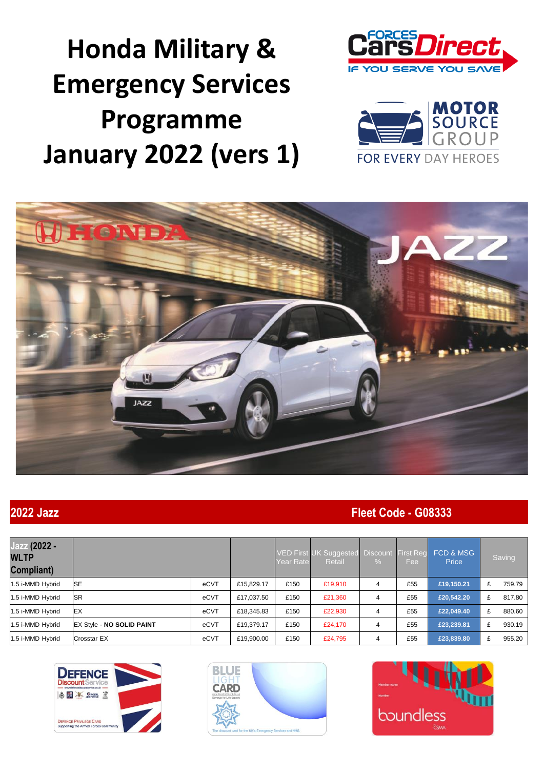# Honda Military & Emergency Services Programme January 2022 (vers 1)

FORCES Cars Direct — IF YOU SERVE YOU SAVE

MOTOR SOURCE GROUP — FOR EVERY DAY HEROES

## 2022 Jazz

**Fleet Code - G08333**

| Jazz (2022 - WLTP Compliant) | | | | VED First Year Rate | UK Suggested Retail | Discount % | First Reg Fee | FCD & MSG Price | Saving | |
|---|---|---|---|---|---|---|---|---|---|---|
| 1.5 i-MMD Hybrid | SE | eCVT | £15,829.17 | £150 | £19,910 | 4 | £55 | **£19,150.21** | £ | 759.79 |
| 1.5 i-MMD Hybrid | SR | eCVT | £17,037.50 | £150 | £21,360 | 4 | £55 | **£20,542.20** | £ | 817.80 |
| 1.5 i-MMD Hybrid | EX | eCVT | £18,345.83 | £150 | £22,930 | 4 | £55 | **£22,049.40** | £ | 880.60 |
| 1.5 i-MMD Hybrid | EX Style - **NO SOLID PAINT** | eCVT | £19,379.17 | £150 | £24,170 | 4 | £55 | **£23,239.81** | £ | 930.19 |
| 1.5 i-MMD Hybrid | Crosstar EX | eCVT | £19,900.00 | £150 | £24,795 | 4 | £55 | **£23,839.80** | £ | 955.20 |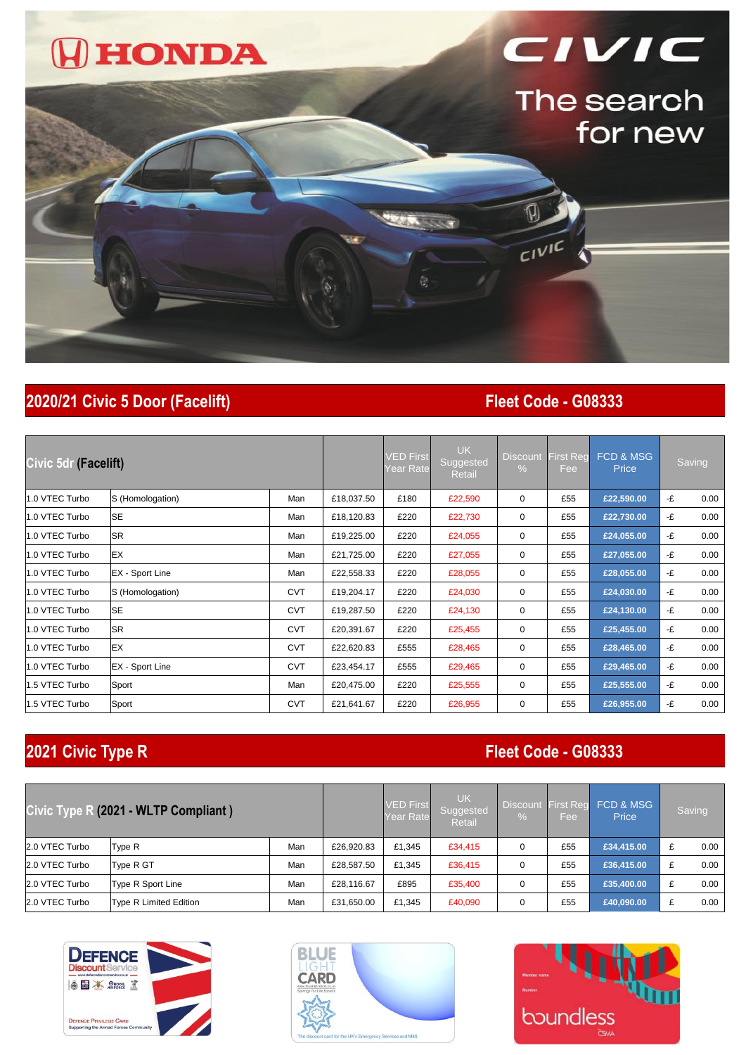# HONDA CIVIC

The search for new

## 2020/21 Civic 5 Door (Facelift) — Fleet Code - G08333

| Civic 5dr (Facelift) | | | | VED First Year Rate | UK Suggested Retail | Discount % | First Reg Fee | FCD & MSG Price | Saving | |
|---|---|---|---|---|---|---|---|---|---|---|
| 1.0 VTEC Turbo | S (Homologation) | Man | £18,037.50 | £180 | £22,590 | 0 | £55 | £22,590.00 | -£ | 0.00 |
| 1.0 VTEC Turbo | SE | Man | £18,120.83 | £220 | £22,730 | 0 | £55 | £22,730.00 | -£ | 0.00 |
| 1.0 VTEC Turbo | SR | Man | £19,225.00 | £220 | £24,055 | 0 | £55 | £24,055.00 | -£ | 0.00 |
| 1.0 VTEC Turbo | EX | Man | £21,725.00 | £220 | £27,055 | 0 | £55 | £27,055.00 | -£ | 0.00 |
| 1.0 VTEC Turbo | EX - Sport Line | Man | £22,558.33 | £220 | £28,055 | 0 | £55 | £28,055.00 | -£ | 0.00 |
| 1.0 VTEC Turbo | S (Homologation) | CVT | £19,204.17 | £220 | £24,030 | 0 | £55 | £24,030.00 | -£ | 0.00 |
| 1.0 VTEC Turbo | SE | CVT | £19,287.50 | £220 | £24,130 | 0 | £55 | £24,130.00 | -£ | 0.00 |
| 1.0 VTEC Turbo | SR | CVT | £20,391.67 | £220 | £25,455 | 0 | £55 | £25,455.00 | -£ | 0.00 |
| 1.0 VTEC Turbo | EX | CVT | £22,620.83 | £555 | £28,465 | 0 | £55 | £28,465.00 | -£ | 0.00 |
| 1.0 VTEC Turbo | EX - Sport Line | CVT | £23,454.17 | £555 | £29,465 | 0 | £55 | £29,465.00 | -£ | 0.00 |
| 1.5 VTEC Turbo | Sport | Man | £20,475.00 | £220 | £25,555 | 0 | £55 | £25,555.00 | -£ | 0.00 |
| 1.5 VTEC Turbo | Sport | CVT | £21,641.67 | £220 | £26,955 | 0 | £55 | £26,955.00 | -£ | 0.00 |

## 2021 Civic Type R — Fleet Code - G08333

| Civic Type R (2021 - WLTP Compliant ) | | | | VED First Year Rate | UK Suggested Retail | Discount % | First Reg Fee | FCD & MSG Price | Saving | |
|---|---|---|---|---|---|---|---|---|---|---|
| 2.0 VTEC Turbo | Type R | Man | £26,920.83 | £1,345 | £34,415 | 0 | £55 | £34,415.00 | £ | 0.00 |
| 2.0 VTEC Turbo | Type R GT | Man | £28,587.50 | £1,345 | £36,415 | 0 | £55 | £36,415.00 | £ | 0.00 |
| 2.0 VTEC Turbo | Type R Sport Line | Man | £28,116.67 | £895 | £35,400 | 0 | £55 | £35,400.00 | £ | 0.00 |
| 2.0 VTEC Turbo | Type R Limited Edition | Man | £31,650.00 | £1,345 | £40,090 | 0 | £55 | £40,090.00 | £ | 0.00 |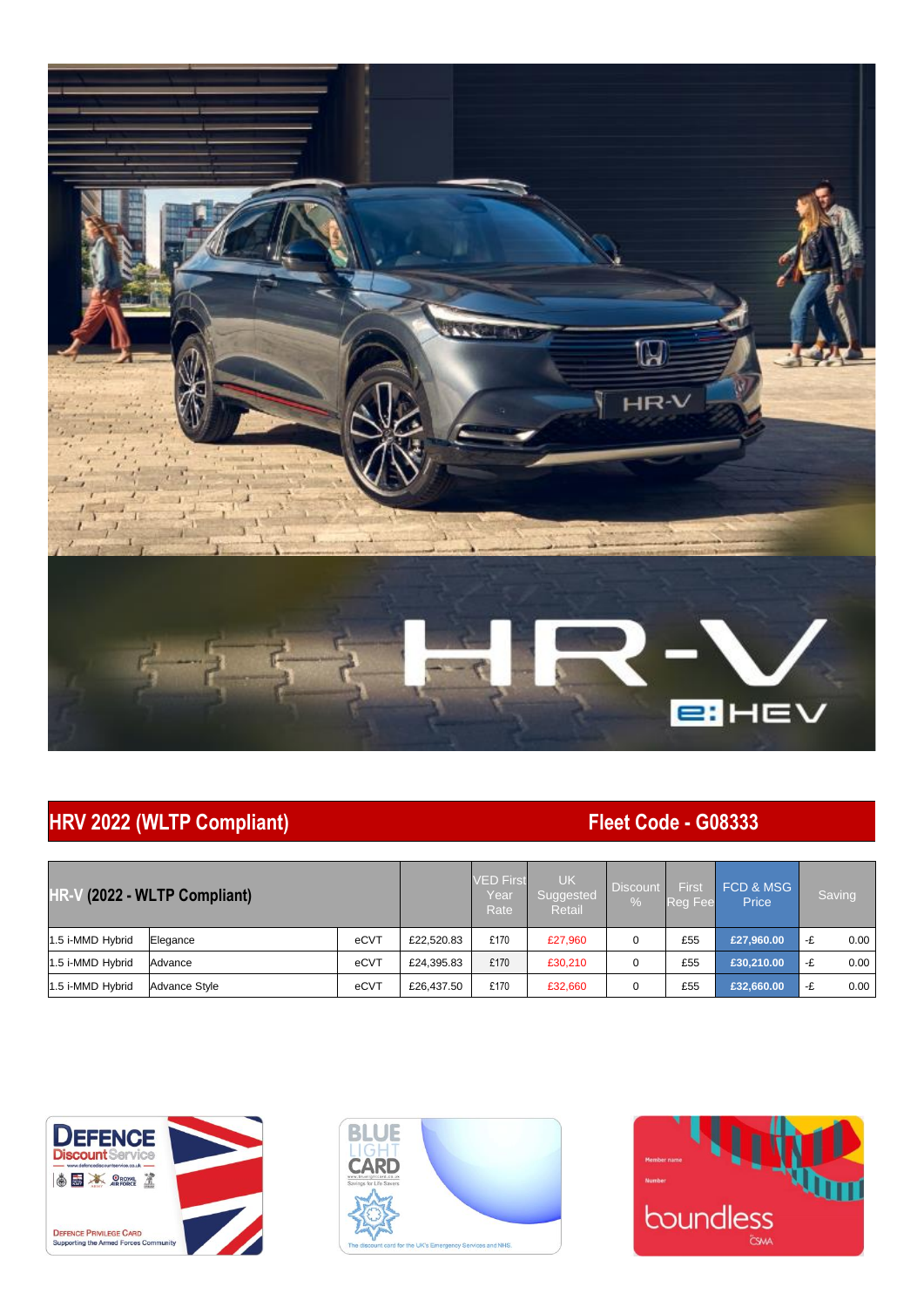## HRV 2022 (WLTP Compliant) Fleet Code - G08333

| HR-V (2022 - WLTP Compliant) | | | | VED First Year Rate | UK Suggested Retail | Discount % | First Reg Fee | FCD & MSG Price | Saving | |
|---|---|---|---|---|---|---|---|---|---|---|
| 1.5 i-MMD Hybrid | Elegance | eCVT | £22,520.83 | £170 | £27,960 | 0 | £55 | £27,960.00 | -£ | 0.00 |
| 1.5 i-MMD Hybrid | Advance | eCVT | £24,395.83 | £170 | £30,210 | 0 | £55 | £30,210.00 | -£ | 0.00 |
| 1.5 i-MMD Hybrid | Advance Style | eCVT | £26,437.50 | £170 | £32,660 | 0 | £55 | £32,660.00 | -£ | 0.00 |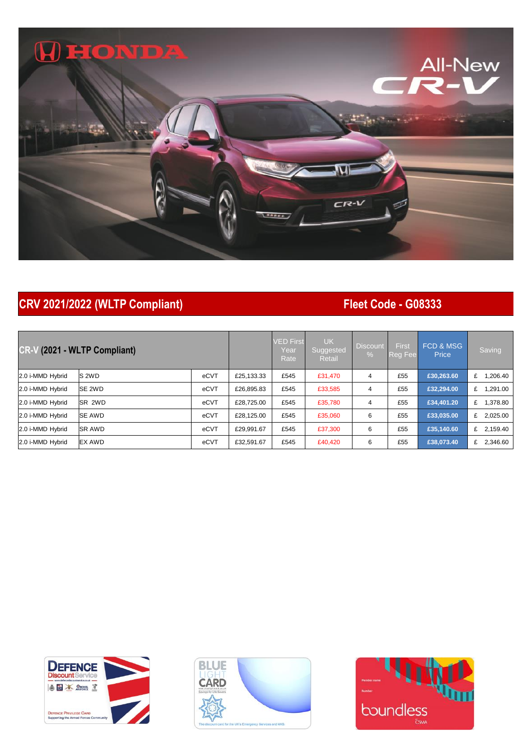## CRV 2021/2022 (WLTP Compliant) — Fleet Code - G08333

| CR-V (2021 - WLTP Compliant) | | | | VED First Year Rate | UK Suggested Retail | Discount % | First Reg Fee | FCD & MSG Price | Saving |
|---|---|---|---|---|---|---|---|---|---|
| 2.0 i-MMD Hybrid | S 2WD | eCVT | £25,133.33 | £545 | £31,470 | 4 | £55 | £30,263.60 | £ 1,206.40 |
| 2.0 i-MMD Hybrid | SE 2WD | eCVT | £26,895.83 | £545 | £33,585 | 4 | £55 | £32,294.00 | £ 1,291.00 |
| 2.0 i-MMD Hybrid | SR 2WD | eCVT | £28,725.00 | £545 | £35,780 | 4 | £55 | £34,401.20 | £ 1,378.80 |
| 2.0 i-MMD Hybrid | SE AWD | eCVT | £28,125.00 | £545 | £35,060 | 6 | £55 | £33,035.00 | £ 2,025.00 |
| 2.0 i-MMD Hybrid | SR AWD | eCVT | £29,991.67 | £545 | £37,300 | 6 | £55 | £35,140.60 | £ 2,159.40 |
| 2.0 i-MMD Hybrid | EX AWD | eCVT | £32,591.67 | £545 | £40,420 | 6 | £55 | £38,073.40 | £ 2,346.60 |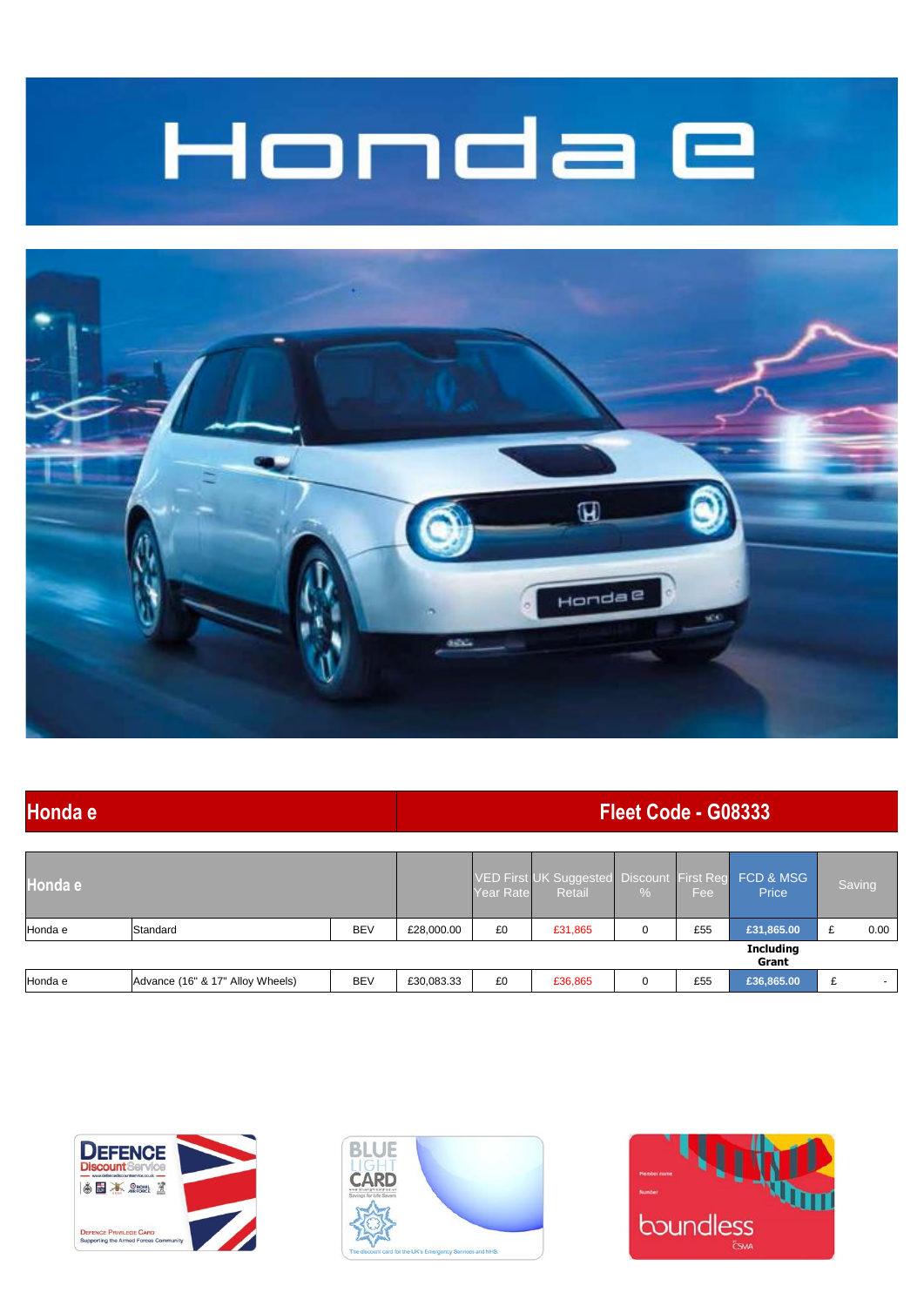## Honda e

## Fleet Code - G08333

| Honda e | | | | VED First Year Rate | UK Suggested Retail | Discount % | First Reg Fee | FCD & MSG Price | Saving | |
|---|---|---|---|---|---|---|---|---|---|---|
| Honda e | Standard | BEV | £28,000.00 | £0 | £31,865 | 0 | £55 | £31,865.00 | £ | 0.00 |
| | | | | | | | | **Including Grant** | | |
| Honda e | Advance (16" & 17" Alloy Wheels) | BEV | £30,083.33 | £0 | £36,865 | 0 | £55 | £36,865.00 | £ | - |